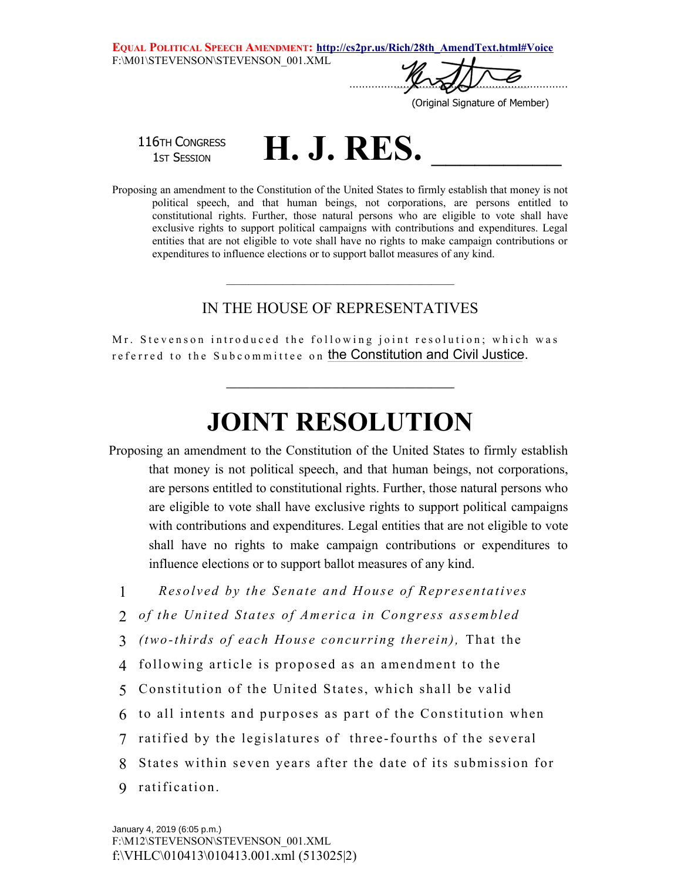**Equal Political Speech Amendment:** http://cs2pr.us/Rich/28th_AmendText.html#Voice
F:\M01\STEVENSON\STEVENSON_001.XML

(Original Signature of Member)

116th Congress
1st Session

# H. J. RES. ________

Proposing an amendment to the Constitution of the United States to firmly establish that money is not political speech, and that human beings, not corporations, are persons entitled to constitutional rights. Further, those natural persons who are eligible to vote shall have exclusive rights to support political campaigns with contributions and expenditures. Legal entities that are not eligible to vote shall have no rights to make campaign contributions or expenditures to influence elections or to support ballot measures of any kind.

---

IN THE HOUSE OF REPRESENTATIVES

Mr. Stevenson introduced the following joint resolution; which was referred to the Subcommittee on the Constitution and Civil Justice.

---

# JOINT RESOLUTION

Proposing an amendment to the Constitution of the United States to firmly establish that money is not political speech, and that human beings, not corporations, are persons entitled to constitutional rights. Further, those natural persons who are eligible to vote shall have exclusive rights to support political campaigns with contributions and expenditures. Legal entities that are not eligible to vote shall have no rights to make campaign contributions or expenditures to influence elections or to support ballot measures of any kind.

1 *Resolved by the Senate and House of Representatives*
2 *of the United States of America in Congress assembled*
3 *(two-thirds of each House concurring therein),* That the
4 following article is proposed as an amendment to the
5 Constitution of the United States, which shall be valid
6 to all intents and purposes as part of the Constitution when
7 ratified by the legislatures of three-fourths of the several
8 States within seven years after the date of its submission for
9 ratification.

January 4, 2019 (6:05 p.m.)
F:\M12\STEVENSON\STEVENSON_001.XML
f:\VHLC\010413\010413.001.xml (513025|2)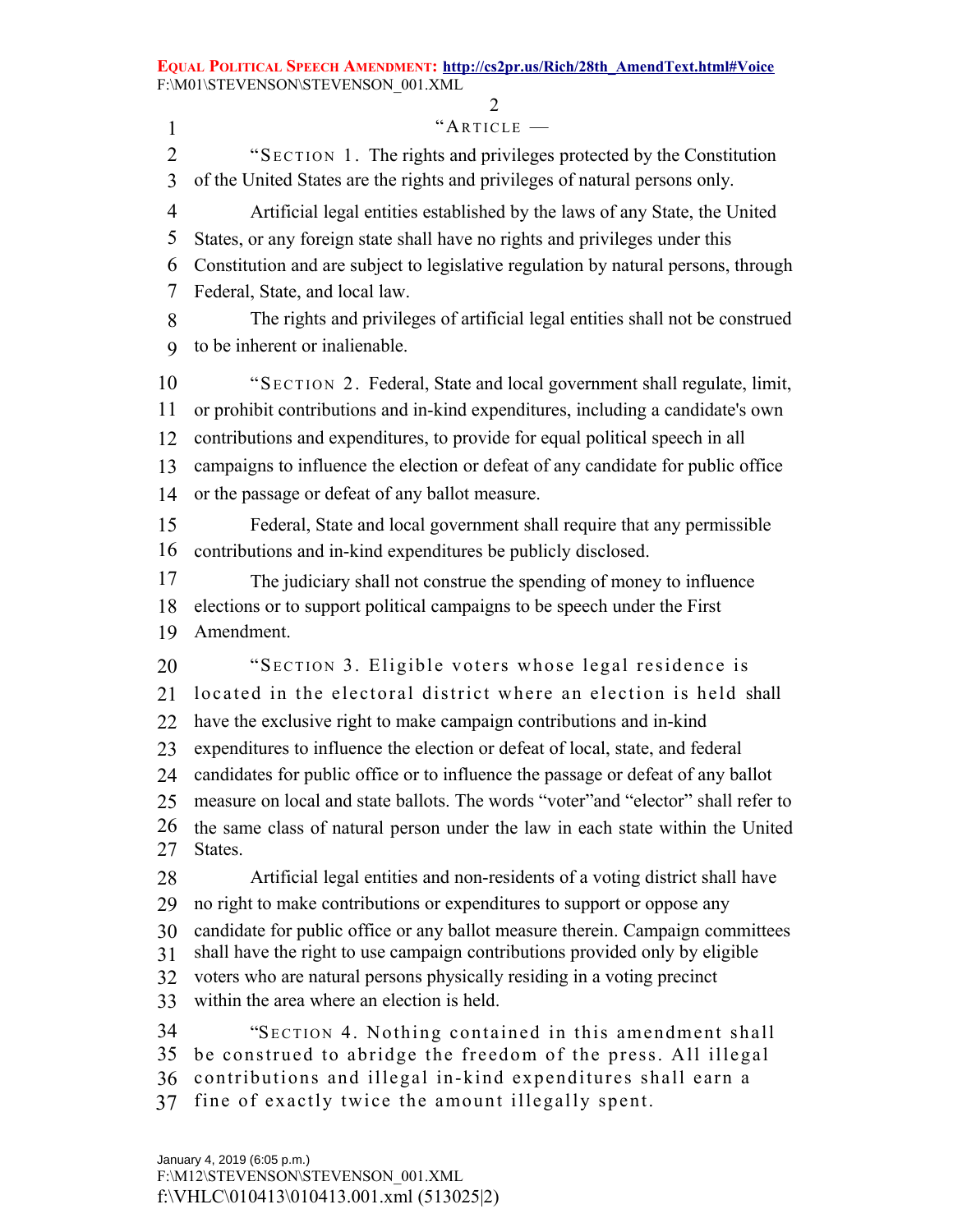"ARTICLE —

"SECTION 1. The rights and privileges protected by the Constitution of the United States are the rights and privileges of natural persons only.

Artificial legal entities established by the laws of any State, the United States, or any foreign state shall have no rights and privileges under this Constitution and are subject to legislative regulation by natural persons, through Federal, State, and local law.

The rights and privileges of artificial legal entities shall not be construed to be inherent or inalienable.

"SECTION 2. Federal, State and local government shall regulate, limit, or prohibit contributions and in-kind expenditures, including a candidate's own contributions and expenditures, to provide for equal political speech in all campaigns to influence the election or defeat of any candidate for public office or the passage or defeat of any ballot measure.

Federal, State and local government shall require that any permissible contributions and in-kind expenditures be publicly disclosed.

The judiciary shall not construe the spending of money to influence elections or to support political campaigns to be speech under the First Amendment.

"SECTION 3. Eligible voters whose legal residence is located in the electoral district where an election is held shall have the exclusive right to make campaign contributions and in-kind expenditures to influence the election or defeat of local, state, and federal candidates for public office or to influence the passage or defeat of any ballot measure on local and state ballots. The words "voter"and "elector" shall refer to the same class of natural person under the law in each state within the United States.

Artificial legal entities and non-residents of a voting district shall have no right to make contributions or expenditures to support or oppose any candidate for public office or any ballot measure therein. Campaign committees shall have the right to use campaign contributions provided only by eligible voters who are natural persons physically residing in a voting precinct within the area where an election is held.

"SECTION 4. Nothing contained in this amendment shall be construed to abridge the freedom of the press. All illegal contributions and illegal in-kind expenditures shall earn a fine of exactly twice the amount illegally spent.